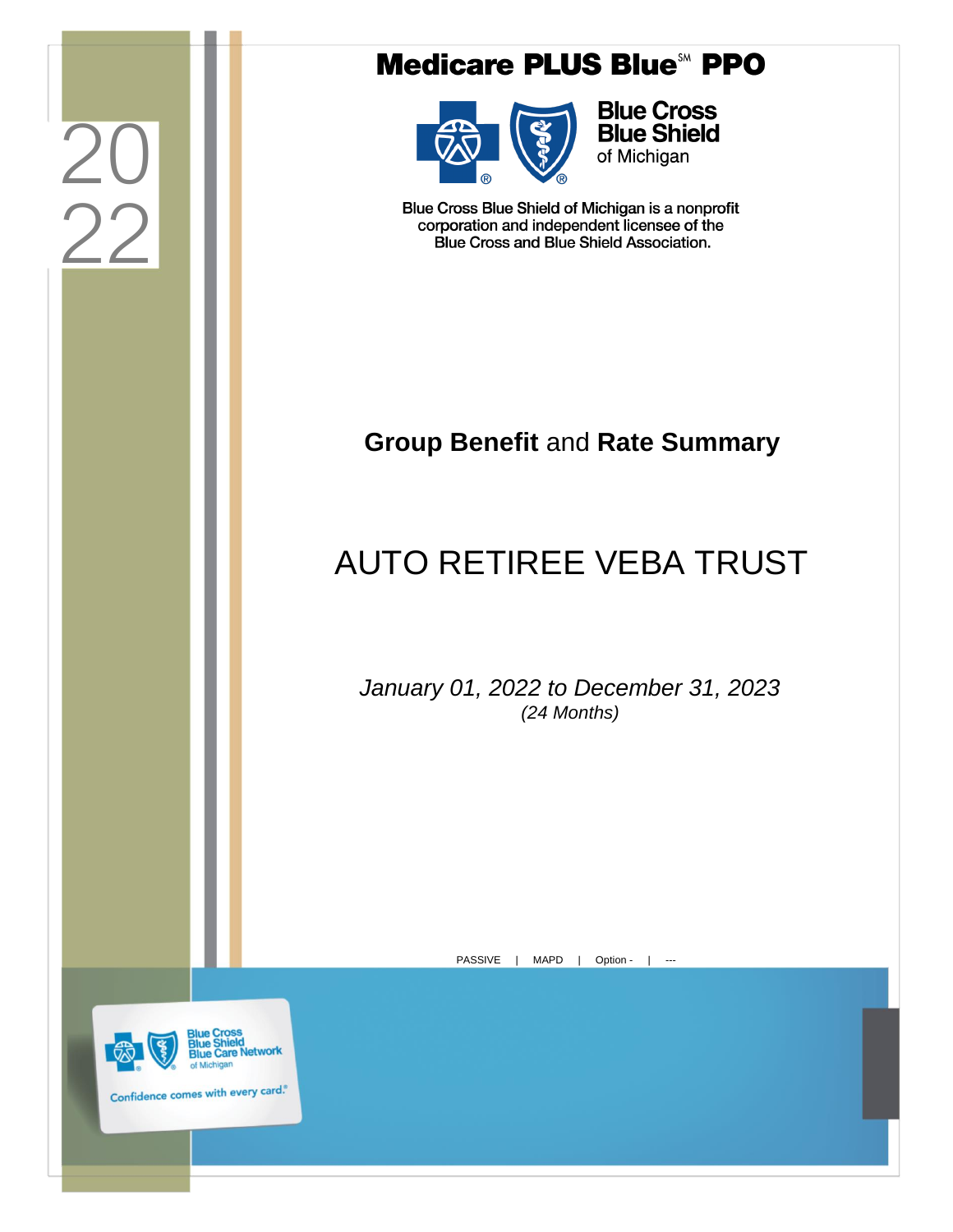2022

# Medicare PLUS Blue℠ PPO

Blue Cross Blue Shield of Michigan

Blue Cross Blue Shield of Michigan is a nonprofit corporation and independent licensee of the Blue Cross and Blue Shield Association.

## **Group Benefit** and **Rate Summary**

# AUTO RETIREE VEBA TRUST

*January 01, 2022 to December 31, 2023*
*(24 Months)*

PASSIVE | MAPD | Option - | ---

Blue Cross Blue Shield Blue Care Network of Michigan

Confidence comes with every card.®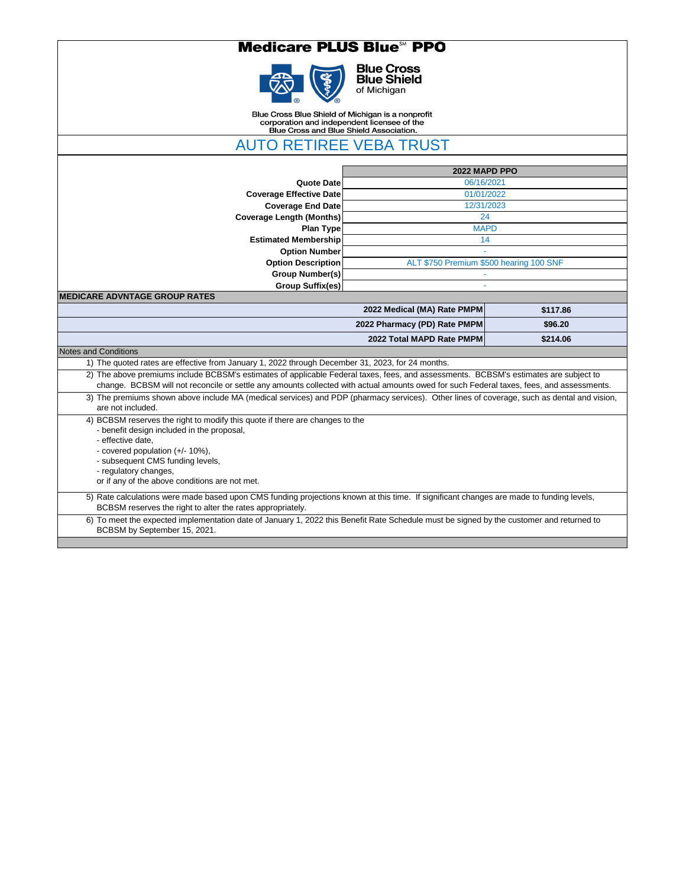# Medicare PLUS Blue℠ PPO

Blue Cross Blue Shield of Michigan

Blue Cross Blue Shield of Michigan is a nonprofit corporation and independent licensee of the Blue Cross and Blue Shield Association.

## AUTO RETIREE VEBA TRUST

| | 2022 MAPD PPO |
|---|---|
| **Quote Date** | 06/16/2021 |
| **Coverage Effective Date** | 01/01/2022 |
| **Coverage End Date** | 12/31/2023 |
| **Coverage Length (Months)** | 24 |
| **Plan Type** | MAPD |
| **Estimated Membership** | 14 |
| **Option Number** | - |
| **Option Description** | ALT $750 Premium $500 hearing 100 SNF |
| **Group Number(s)** | - |
| **Group Suffix(es)** | - |

**MEDICARE ADVNTAGE GROUP RATES**

| | |
|---|---|
| **2022 Medical (MA) Rate PMPM** | **$117.86** |
| **2022 Pharmacy (PD) Rate PMPM** | **$96.20** |
| **2022 Total MAPD Rate PMPM** | **$214.06** |

Notes and Conditions

1) The quoted rates are effective from January 1, 2022 through December 31, 2023, for 24 months.

2) The above premiums include BCBSM's estimates of applicable Federal taxes, fees, and assessments. BCBSM's estimates are subject to change. BCBSM will not reconcile or settle any amounts collected with actual amounts owed for such Federal taxes, fees, and assessments.

3) The premiums shown above include MA (medical services) and PDP (pharmacy services). Other lines of coverage, such as dental and vision, are not included.

4) BCBSM reserves the right to modify this quote if there are changes to the
   - benefit design included in the proposal,
   - effective date,
   - covered population (+/- 10%),
   - subsequent CMS funding levels,
   - regulatory changes,

   or if any of the above conditions are not met.

5) Rate calculations were made based upon CMS funding projections known at this time. If significant changes are made to funding levels, BCBSM reserves the right to alter the rates appropriately.

6) To meet the expected implementation date of January 1, 2022 this Benefit Rate Schedule must be signed by the customer and returned to BCBSM by September 15, 2021.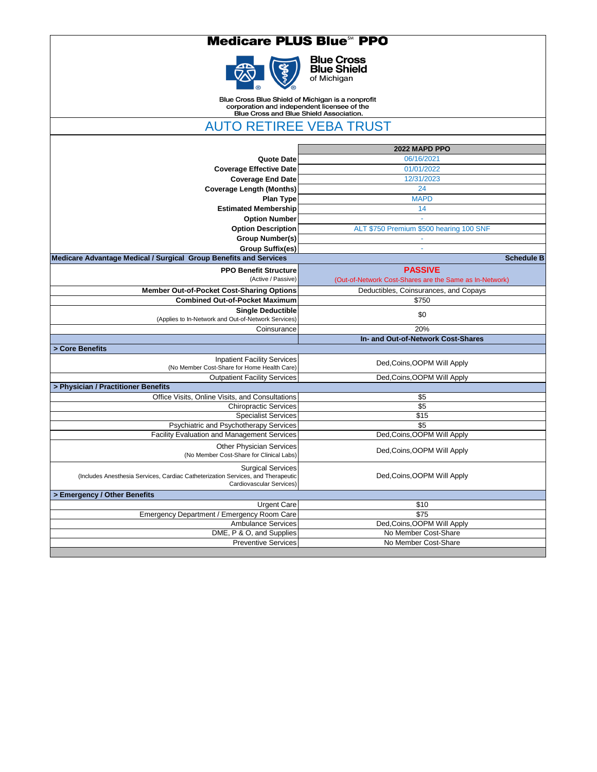# Medicare PLUS Blue℠ PPO

**Blue Cross Blue Shield of Michigan**

Blue Cross Blue Shield of Michigan is a nonprofit corporation and independent licensee of the Blue Cross and Blue Shield Association.

## AUTO RETIREE VEBA TRUST

| | 2022 MAPD PPO |
|---|---|
| **Quote Date** | 06/16/2021 |
| **Coverage Effective Date** | 01/01/2022 |
| **Coverage End Date** | 12/31/2023 |
| **Coverage Length (Months)** | 24 |
| **Plan Type** | MAPD |
| **Estimated Membership** | 14 |
| **Option Number** | - |
| **Option Description** | ALT $750 Premium $500 hearing 100 SNF |
| **Group Number(s)** | - |
| **Group Suffix(es)** | - |
| **Medicare Advantage Medical / Surgical Group Benefits and Services** | **Schedule B** |
| **PPO Benefit Structure** (Active / Passive) | **PASSIVE** (Out-of-Network Cost-Shares are the Same as In-Network) |
| **Member Out-of-Pocket Cost-Sharing Options** | Deductibles, Coinsurances, and Copays |
| **Combined Out-of-Pocket Maximum** | $750 |
| **Single Deductible** (Applies to In-Network and Out-of-Network Services) | $0 |
| Coinsurance | 20% |
| | **In- and Out-of-Network Cost-Shares** |
| **> Core Benefits** | |
| Inpatient Facility Services (No Member Cost-Share for Home Health Care) | Ded,Coins,OOPM Will Apply |
| Outpatient Facility Services | Ded,Coins,OOPM Will Apply |
| **> Physician / Practitioner Benefits** | |
| Office Visits, Online Visits, and Consultations | $5 |
| Chiropractic Services | $5 |
| Specialist Services | $15 |
| Psychiatric and Psychotherapy Services | $5 |
| Facility Evaluation and Management Services | Ded,Coins,OOPM Will Apply |
| Other Physician Services (No Member Cost-Share for Clinical Labs) | Ded,Coins,OOPM Will Apply |
| Surgical Services (Includes Anesthesia Services, Cardiac Catheterization Services, and Therapeutic Cardiovascular Services) | Ded,Coins,OOPM Will Apply |
| **> Emergency / Other Benefits** | |
| Urgent Care | $10 |
| Emergency Department / Emergency Room Care | $75 |
| Ambulance Services | Ded,Coins,OOPM Will Apply |
| DME, P & O, and Supplies | No Member Cost-Share |
| Preventive Services | No Member Cost-Share |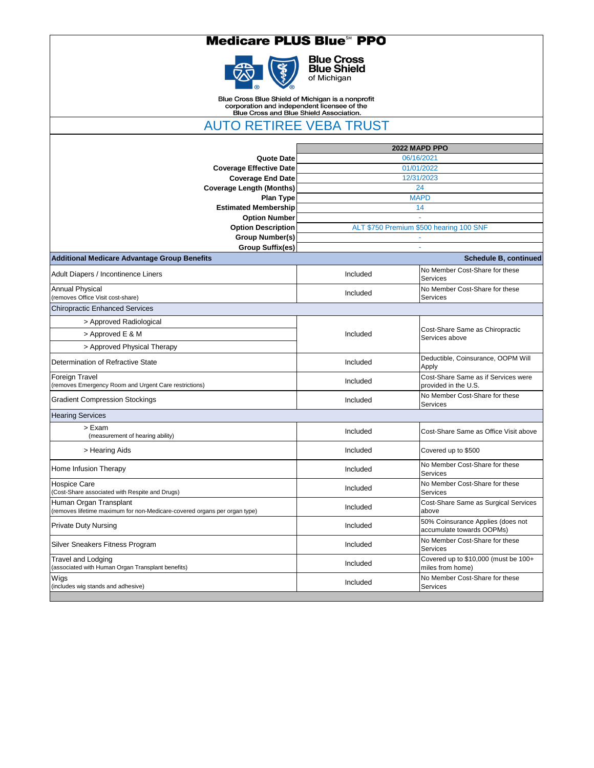# Medicare PLUS Blue℠ PPO

**Blue Cross Blue Shield of Michigan**

Blue Cross Blue Shield of Michigan is a nonprofit corporation and independent licensee of the Blue Cross and Blue Shield Association.

## AUTO RETIREE VEBA TRUST

| | 2022 MAPD PPO |
|---|---|
| **Quote Date** | 06/16/2021 |
| **Coverage Effective Date** | 01/01/2022 |
| **Coverage End Date** | 12/31/2023 |
| **Coverage Length (Months)** | 24 |
| **Plan Type** | MAPD |
| **Estimated Membership** | 14 |
| **Option Number** | - |
| **Option Description** | ALT $750 Premium $500 hearing 100 SNF |
| **Group Number(s)** | - |
| **Group Suffix(es)** | - |

| **Additional Medicare Advantage Group Benefits** | | **Schedule B, continued** |
|---|---|---|
| Adult Diapers / Incontinence Liners | Included | No Member Cost-Share for these Services |
| Annual Physical (removes Office Visit cost-share) | Included | No Member Cost-Share for these Services |
| Chiropractic Enhanced Services | | |
| > Approved Radiological | Included | Cost-Share Same as Chiropractic Services above |
| > Approved E & M | | |
| > Approved Physical Therapy | | |
| Determination of Refractive State | Included | Deductible, Coinsurance, OOPM Will Apply |
| Foreign Travel (removes Emergency Room and Urgent Care restrictions) | Included | Cost-Share Same as if Services were provided in the U.S. |
| Gradient Compression Stockings | Included | No Member Cost-Share for these Services |
| Hearing Services | | |
| > Exam (measurement of hearing ability) | Included | Cost-Share Same as Office Visit above |
| > Hearing Aids | Included | Covered up to $500 |
| Home Infusion Therapy | Included | No Member Cost-Share for these Services |
| Hospice Care (Cost-Share associated with Respite and Drugs) | Included | No Member Cost-Share for these Services |
| Human Organ Transplant (removes lifetime maximum for non-Medicare-covered organs per organ type) | Included | Cost-Share Same as Surgical Services above |
| Private Duty Nursing | Included | 50% Coinsurance Applies (does not accumulate towards OOPMs) |
| Silver Sneakers Fitness Program | Included | No Member Cost-Share for these Services |
| Travel and Lodging (associated with Human Organ Transplant benefits) | Included | Covered up to $10,000 (must be 100+ miles from home) |
| Wigs (includes wig stands and adhesive) | Included | No Member Cost-Share for these Services |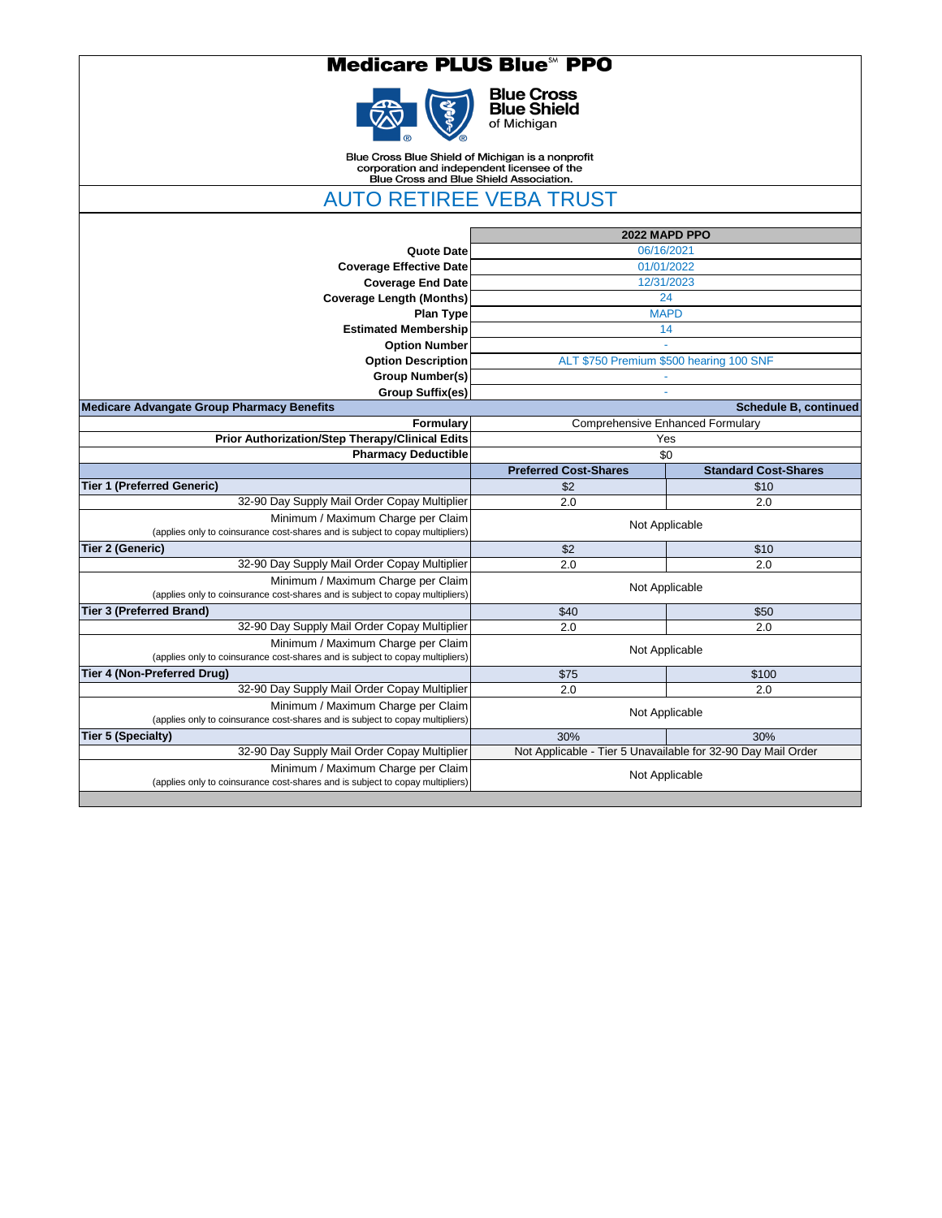# Medicare PLUS Blue℠ PPO

**Blue Cross Blue Shield of Michigan**

Blue Cross Blue Shield of Michigan is a nonprofit corporation and independent licensee of the Blue Cross and Blue Shield Association.

## AUTO RETIREE VEBA TRUST

| | 2022 MAPD PPO | |
|---|---|---|
| **Quote Date** | 06/16/2021 | |
| **Coverage Effective Date** | 01/01/2022 | |
| **Coverage End Date** | 12/31/2023 | |
| **Coverage Length (Months)** | 24 | |
| **Plan Type** | MAPD | |
| **Estimated Membership** | 14 | |
| **Option Number** | - | |
| **Option Description** | ALT $750 Premium $500 hearing 100 SNF | |
| **Group Number(s)** | - | |
| **Group Suffix(es)** | - | |
| **Medicare Advangate Group Pharmacy Benefits** | | **Schedule B, continued** |
| **Formulary** | Comprehensive Enhanced Formulary | |
| **Prior Authorization/Step Therapy/Clinical Edits** | Yes | |
| **Pharmacy Deductible** | $0 | |
| | **Preferred Cost-Shares** | **Standard Cost-Shares** |
| **Tier 1 (Preferred Generic)** | $2 | $10 |
| 32-90 Day Supply Mail Order Copay Multiplier | 2.0 | 2.0 |
| Minimum / Maximum Charge per Claim (applies only to coinsurance cost-shares and is subject to copay multipliers) | Not Applicable | |
| **Tier 2 (Generic)** | $2 | $10 |
| 32-90 Day Supply Mail Order Copay Multiplier | 2.0 | 2.0 |
| Minimum / Maximum Charge per Claim (applies only to coinsurance cost-shares and is subject to copay multipliers) | Not Applicable | |
| **Tier 3 (Preferred Brand)** | $40 | $50 |
| 32-90 Day Supply Mail Order Copay Multiplier | 2.0 | 2.0 |
| Minimum / Maximum Charge per Claim (applies only to coinsurance cost-shares and is subject to copay multipliers) | Not Applicable | |
| **Tier 4 (Non-Preferred Drug)** | $75 | $100 |
| 32-90 Day Supply Mail Order Copay Multiplier | 2.0 | 2.0 |
| Minimum / Maximum Charge per Claim (applies only to coinsurance cost-shares and is subject to copay multipliers) | Not Applicable | |
| **Tier 5 (Specialty)** | 30% | 30% |
| 32-90 Day Supply Mail Order Copay Multiplier | Not Applicable - Tier 5 Unavailable for 32-90 Day Mail Order | |
| Minimum / Maximum Charge per Claim (applies only to coinsurance cost-shares and is subject to copay multipliers) | Not Applicable | |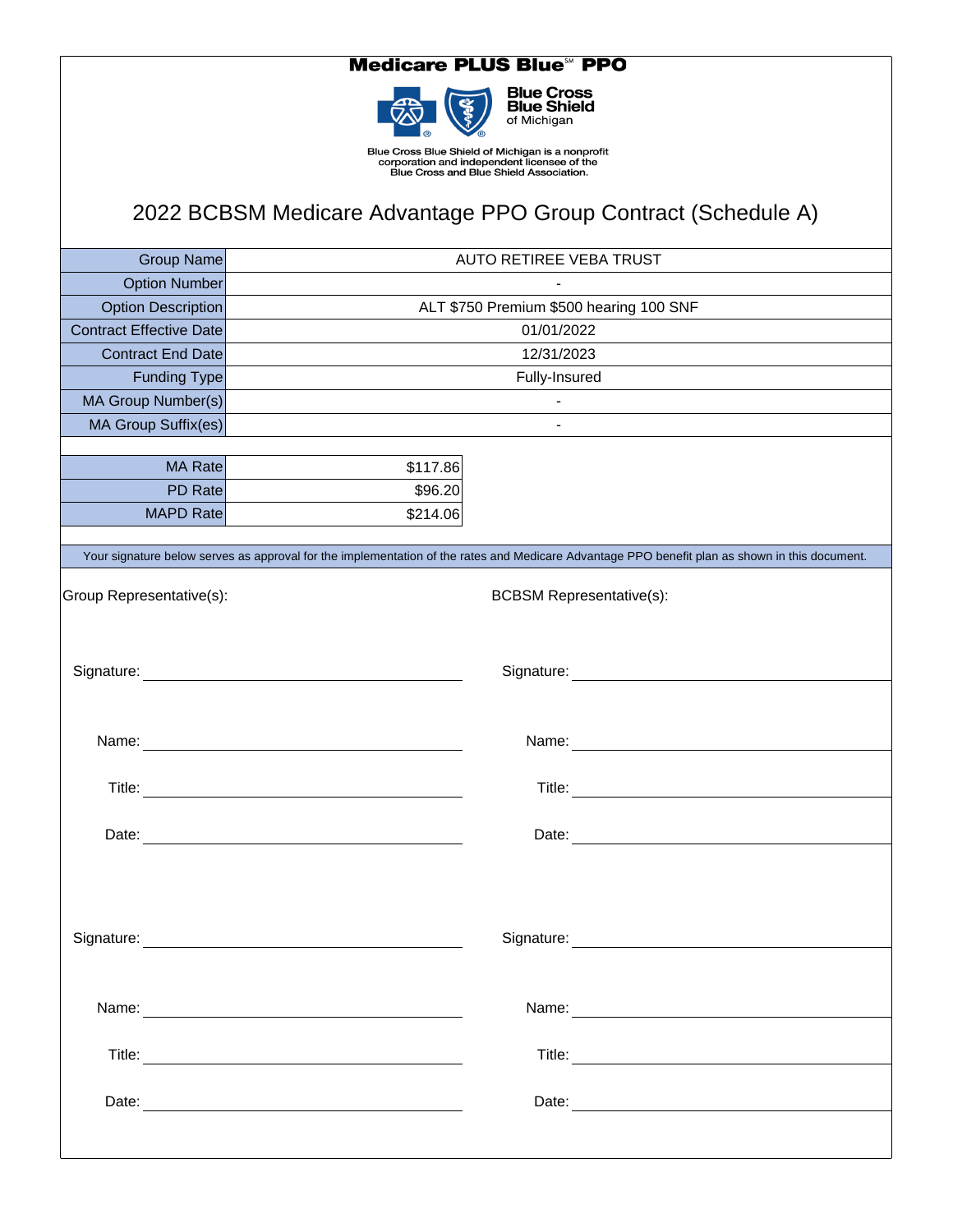**Medicare PLUS Blue℠ PPO**

**Blue Cross Blue Shield of Michigan**

Blue Cross Blue Shield of Michigan is a nonprofit corporation and independent licensee of the Blue Cross and Blue Shield Association.

# 2022 BCBSM Medicare Advantage PPO Group Contract (Schedule A)

| | |
|---|---|
| Group Name | AUTO RETIREE VEBA TRUST |
| Option Number | - |
| Option Description | ALT $750 Premium $500 hearing 100 SNF |
| Contract Effective Date | 01/01/2022 |
| Contract End Date | 12/31/2023 |
| Funding Type | Fully-Insured |
| MA Group Number(s) | - |
| MA Group Suffix(es) | - |

| | |
|---|---|
| MA Rate | $117.86 |
| PD Rate | $96.20 |
| MAPD Rate | $214.06 |

Your signature below serves as approval for the implementation of the rates and Medicare Advantage PPO benefit plan as shown in this document.

Group Representative(s):

Signature: ______________________

Name: ______________________

Title: ______________________

Date: ______________________

Signature: ______________________

Name: ______________________

Title: ______________________

Date: ______________________

BCBSM Representative(s):

Signature: ______________________

Name: ______________________

Title: ______________________

Date: ______________________

Signature: ______________________

Name: ______________________

Title: ______________________

Date: ______________________